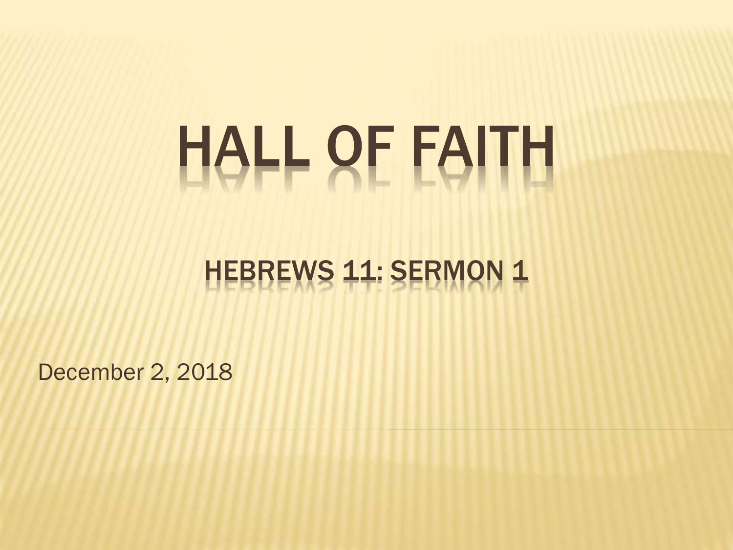# HALL OF FAITH

## HEBREWS 11: SERMON 1

December 2, 2018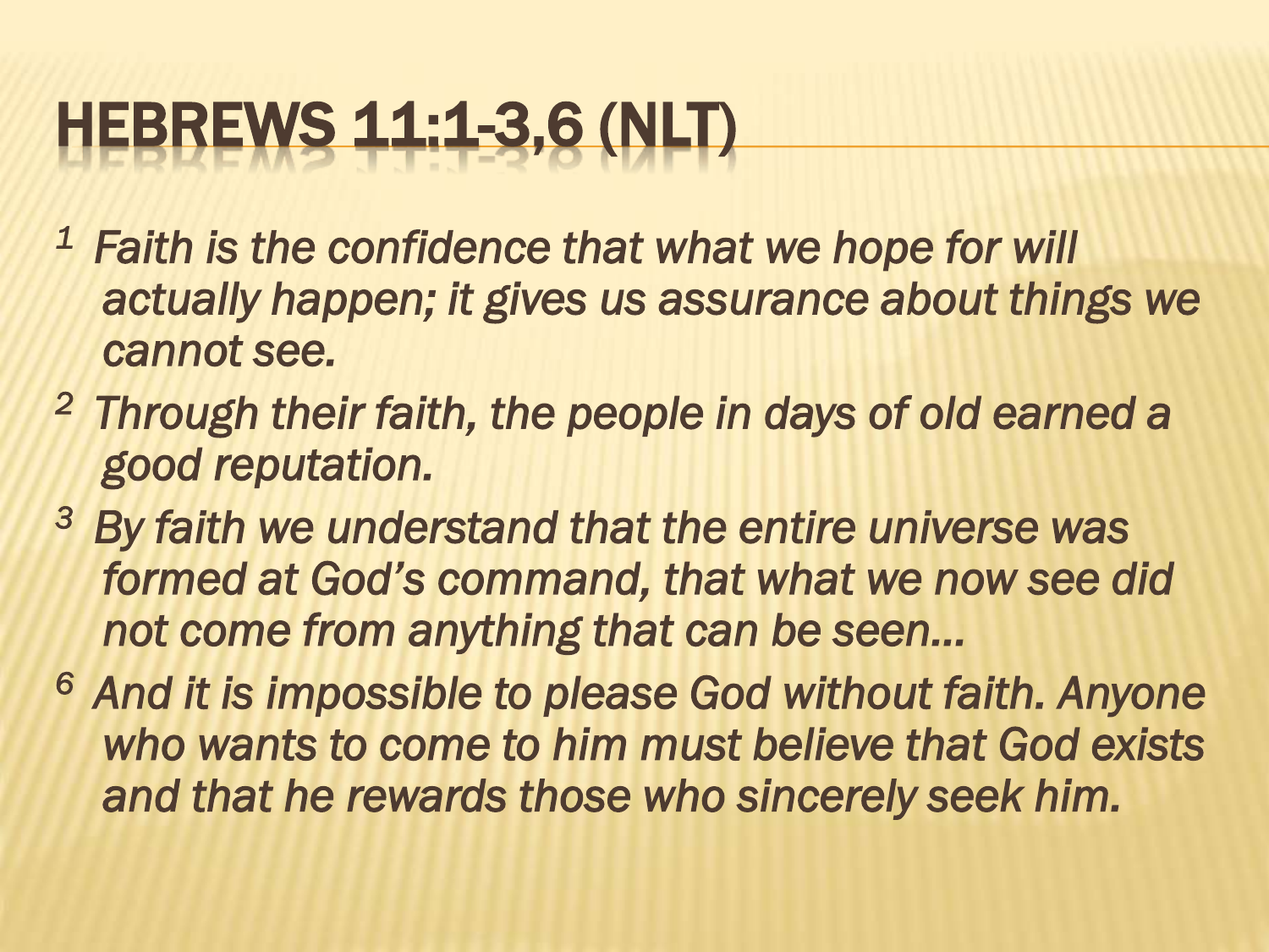# HEBREWS 11:1-3,6 (NLT)

[1] *Faith is the confidence that what we hope for will actually happen; it gives us assurance about things we cannot see.*

[2] *Through their faith, the people in days of old earned a good reputation.*

[3] *By faith we understand that the entire universe was formed at God's command, that what we now see did not come from anything that can be seen…*

[6] *And it is impossible to please God without faith. Anyone who wants to come to him must believe that God exists and that he rewards those who sincerely seek him.*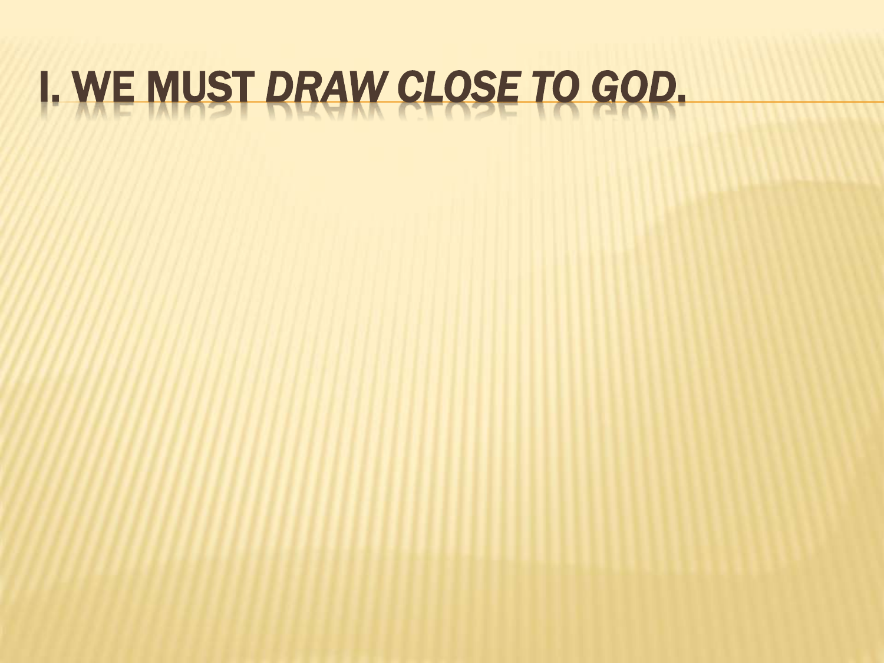# I. We must *draw close to God*.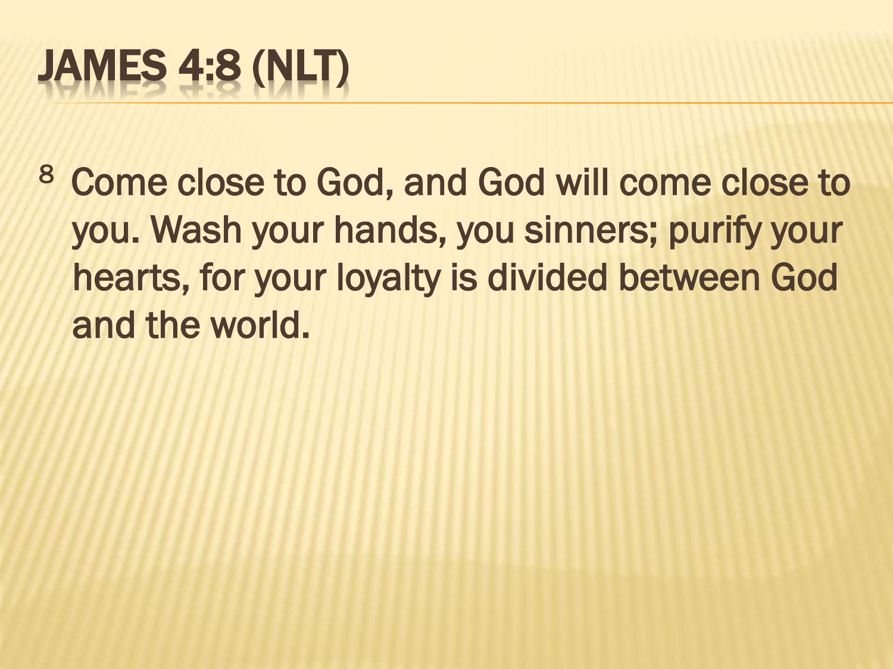# JAMES 4:8 (NLT)

[8] Come close to God, and God will come close to you. Wash your hands, you sinners; purify your hearts, for your loyalty is divided between God and the world.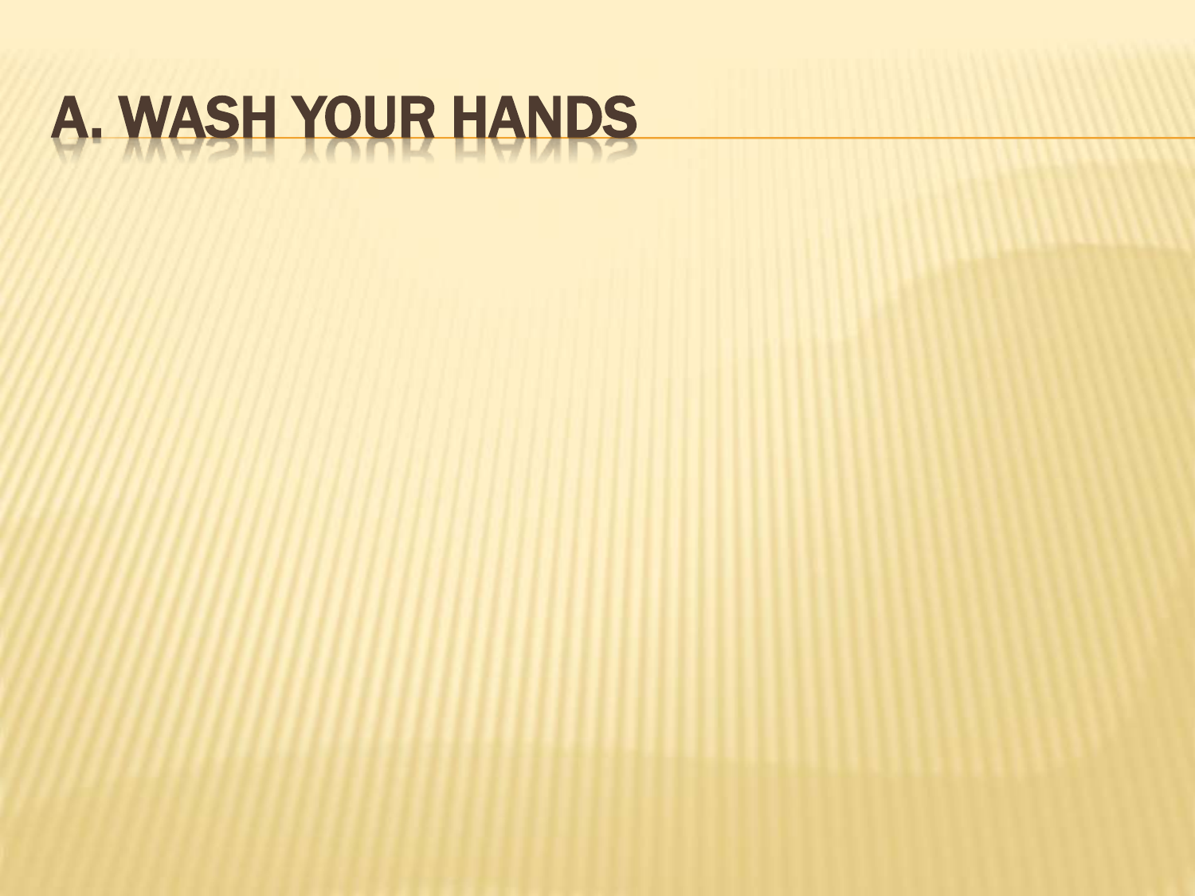# A. WASH YOUR HANDS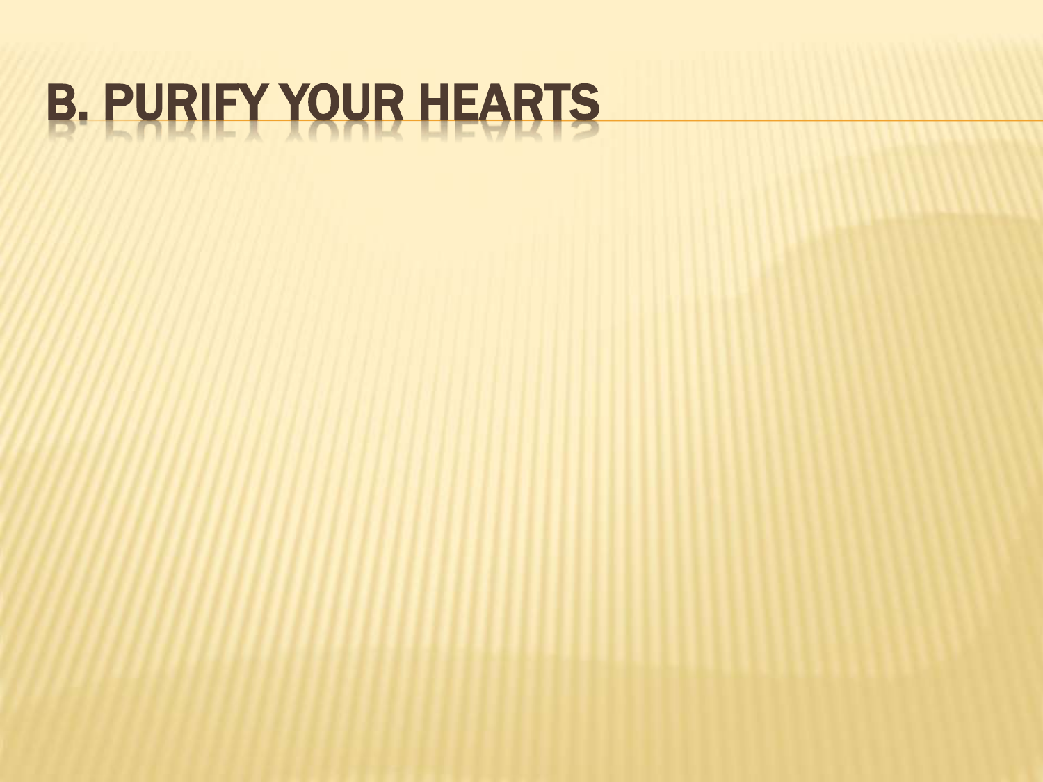# B. PURIFY YOUR HEARTS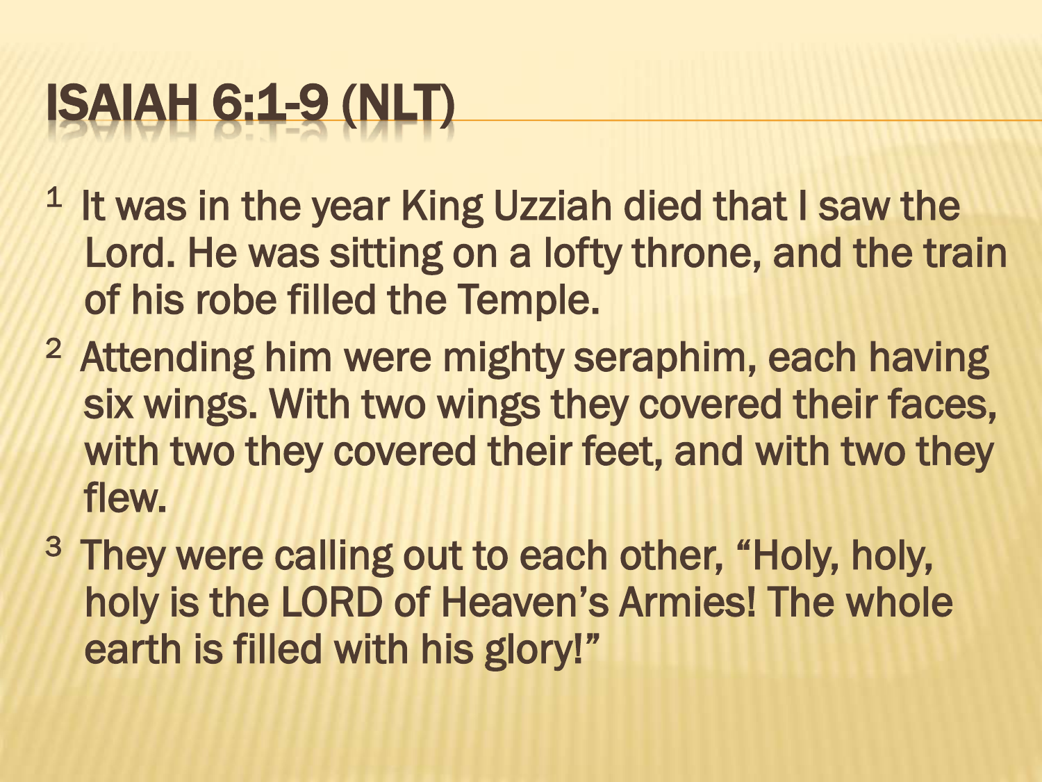# Isaiah 6:1-9 (NLT)

[1] It was in the year King Uzziah died that I saw the Lord. He was sitting on a lofty throne, and the train of his robe filled the Temple.

[2] Attending him were mighty seraphim, each having six wings. With two wings they covered their faces, with two they covered their feet, and with two they flew.

[3] They were calling out to each other, "Holy, holy, holy is the LORD of Heaven's Armies! The whole earth is filled with his glory!"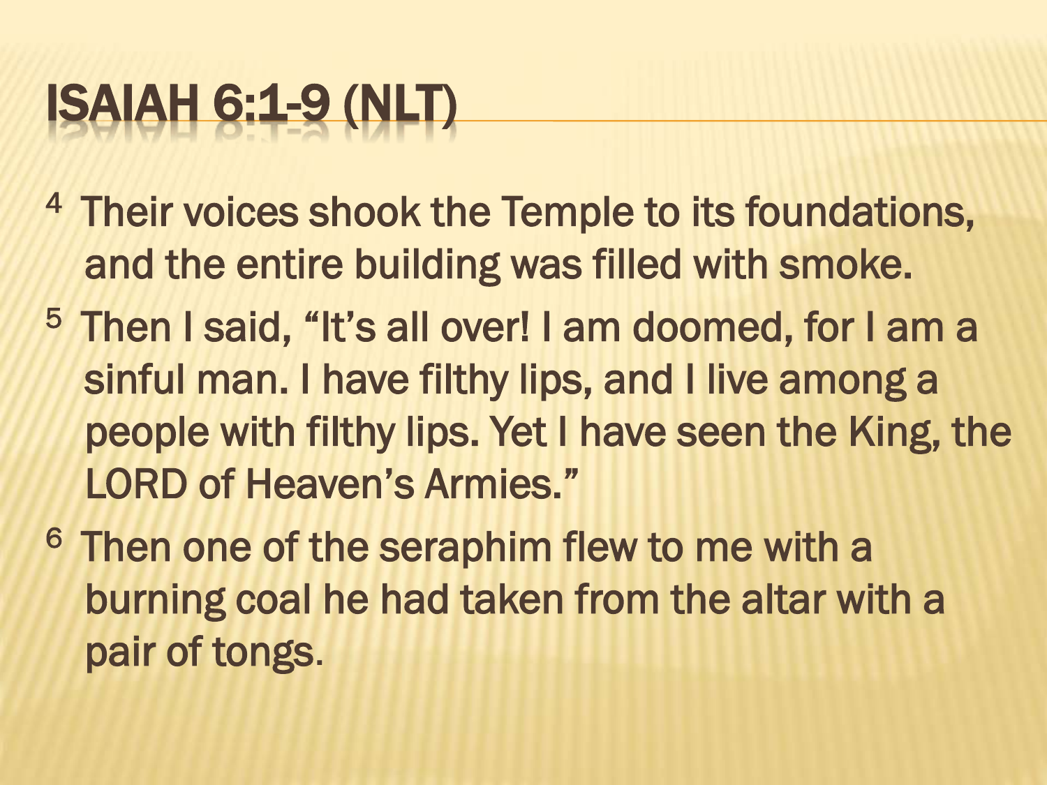# ISAIAH 6:1-9 (NLT)

[4] Their voices shook the Temple to its foundations, and the entire building was filled with smoke.

[5] Then I said, "It's all over! I am doomed, for I am a sinful man. I have filthy lips, and I live among a people with filthy lips. Yet I have seen the King, the LORD of Heaven's Armies."

[6] Then one of the seraphim flew to me with a burning coal he had taken from the altar with a pair of tongs.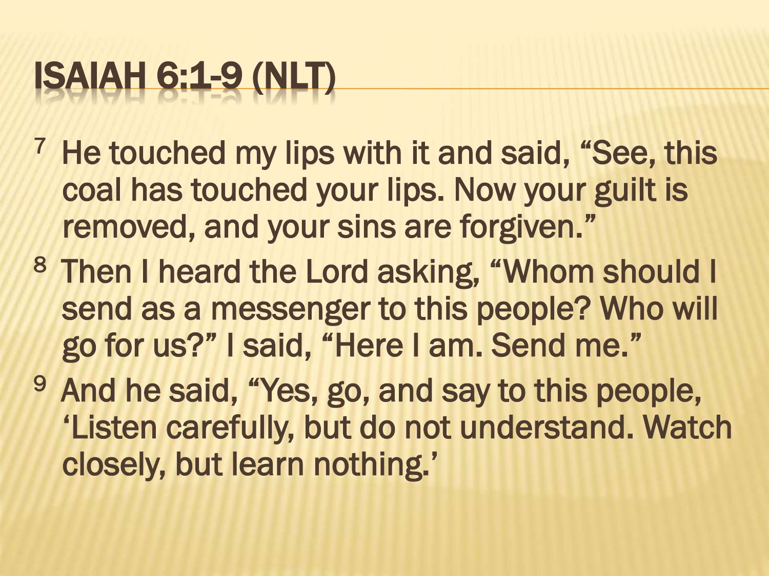# ISAIAH 6:1-9 (NLT)

[7] He touched my lips with it and said, “See, this coal has touched your lips. Now your guilt is removed, and your sins are forgiven.”

[8] Then I heard the Lord asking, “Whom should I send as a messenger to this people? Who will go for us?” I said, “Here I am. Send me.”

[9] And he said, “Yes, go, and say to this people, ‘Listen carefully, but do not understand. Watch closely, but learn nothing.’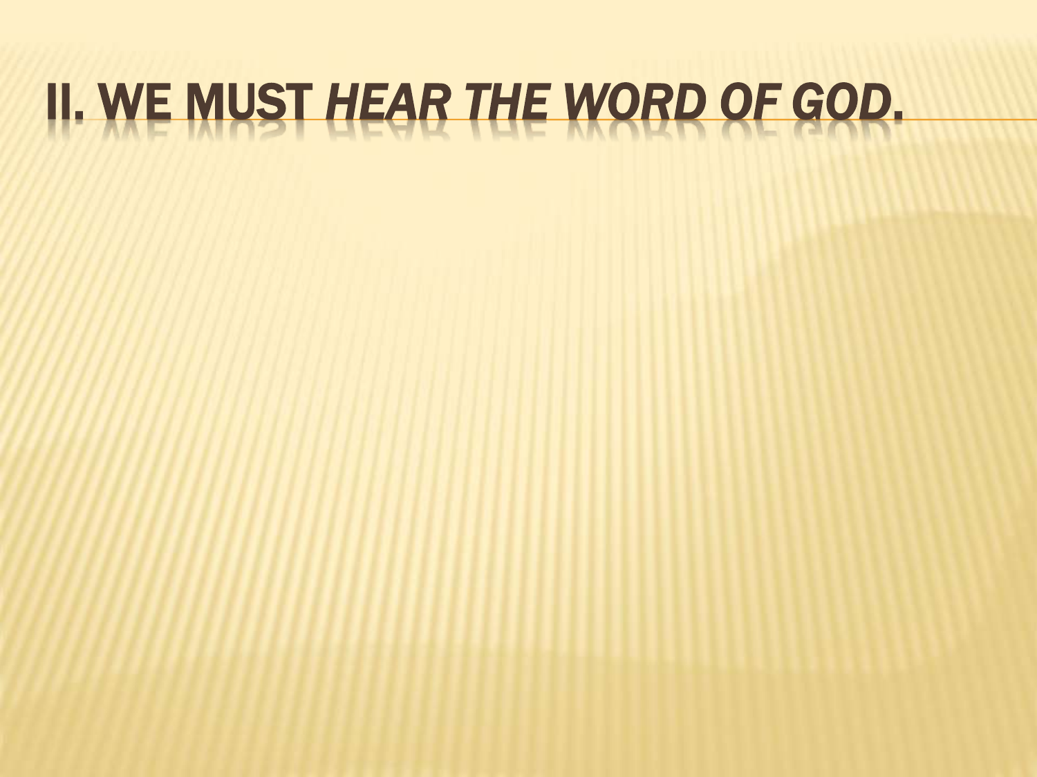# II. WE MUST *HEAR THE WORD OF GOD*.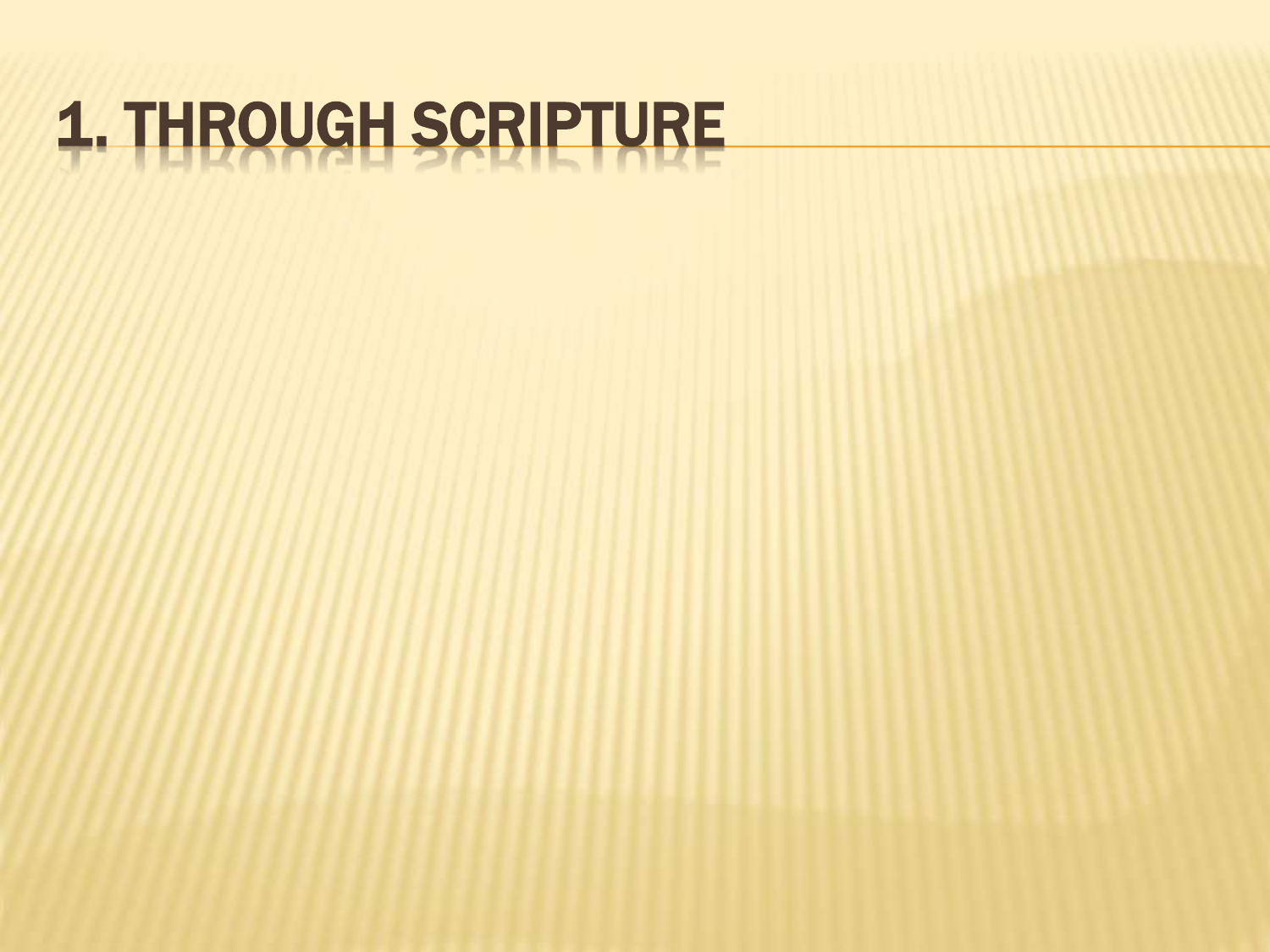# 1. THROUGH SCRIPTURE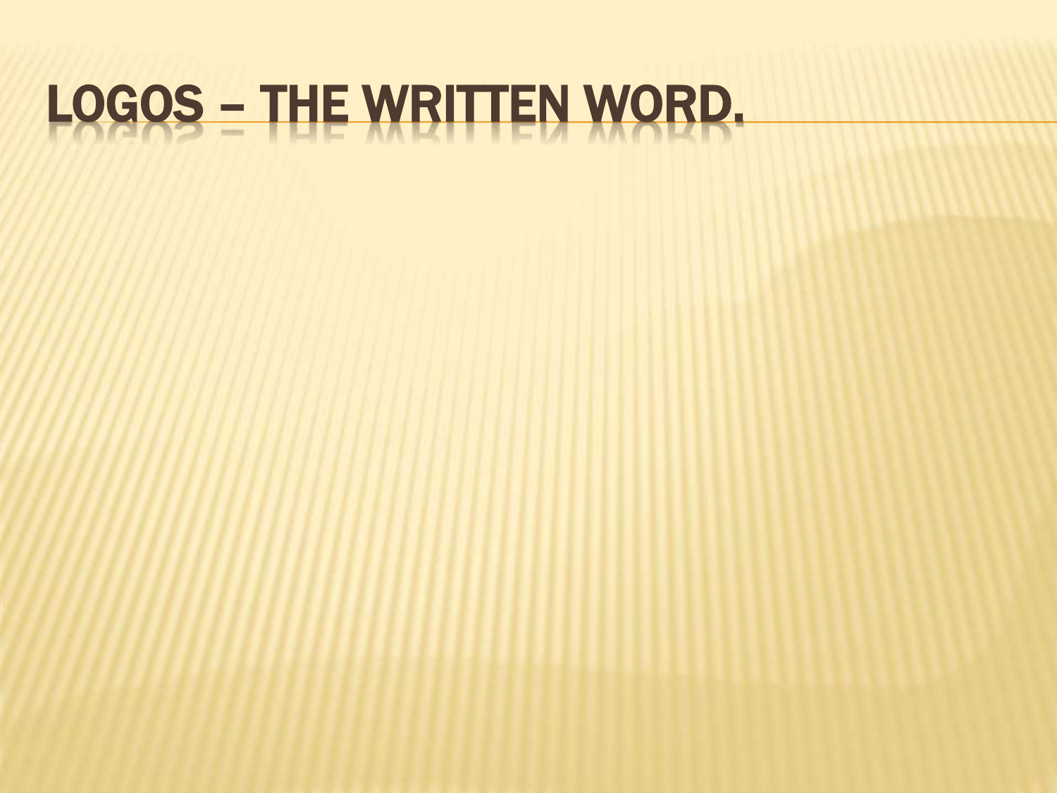# LOGOS – THE WRITTEN WORD.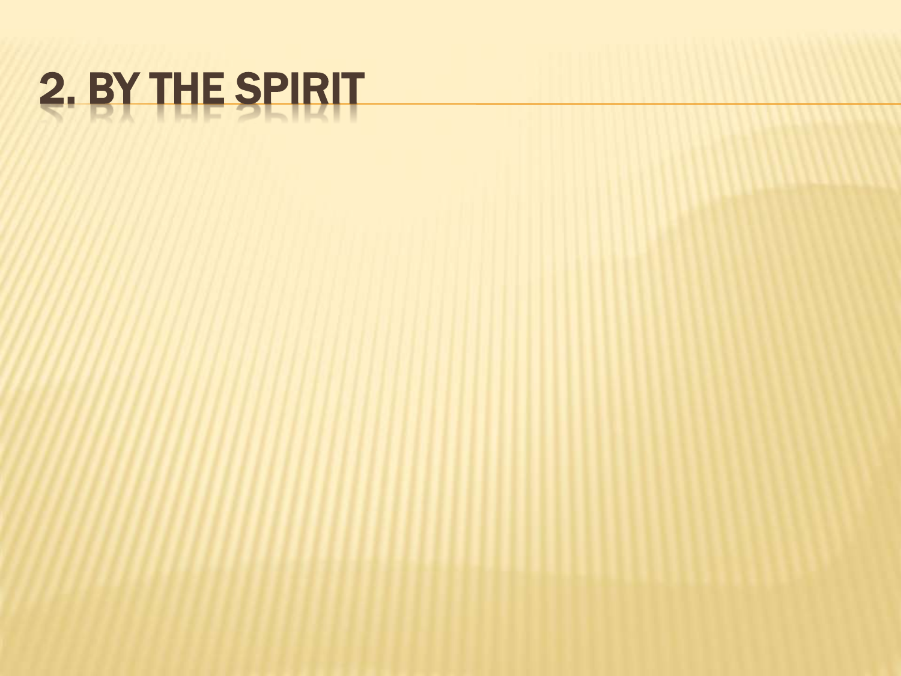# 2. BY THE SPIRIT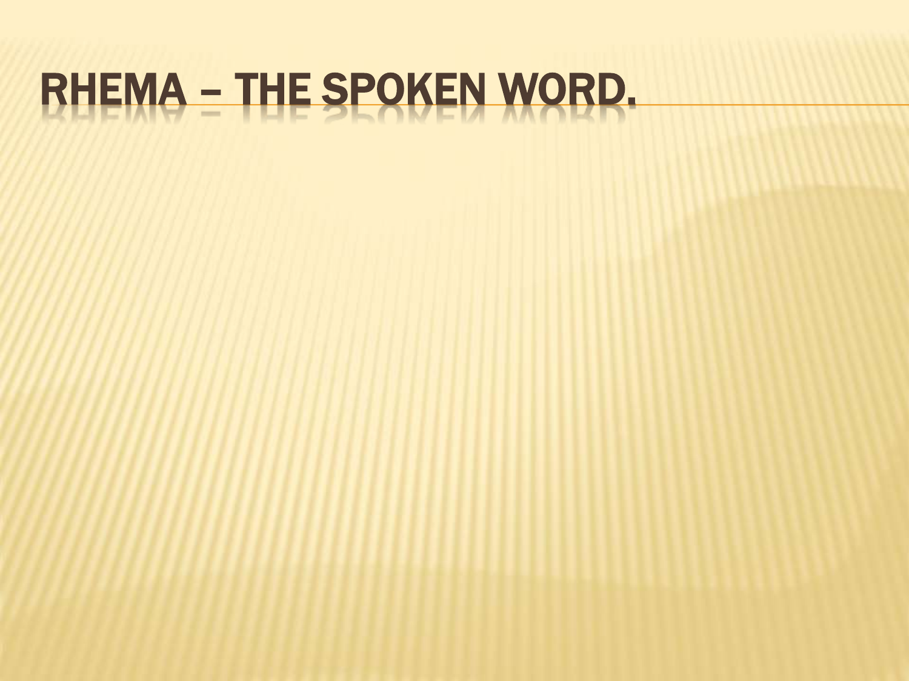# RHEMA – THE SPOKEN WORD.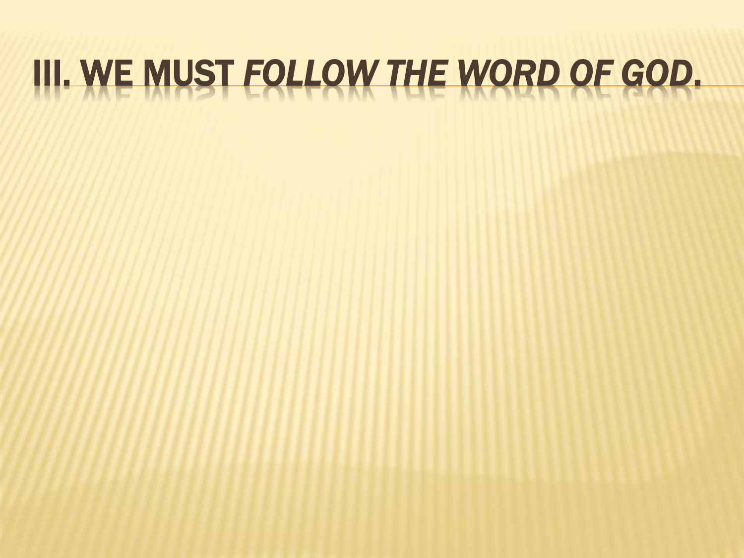# III. WE MUST *FOLLOW THE WORD OF GOD.*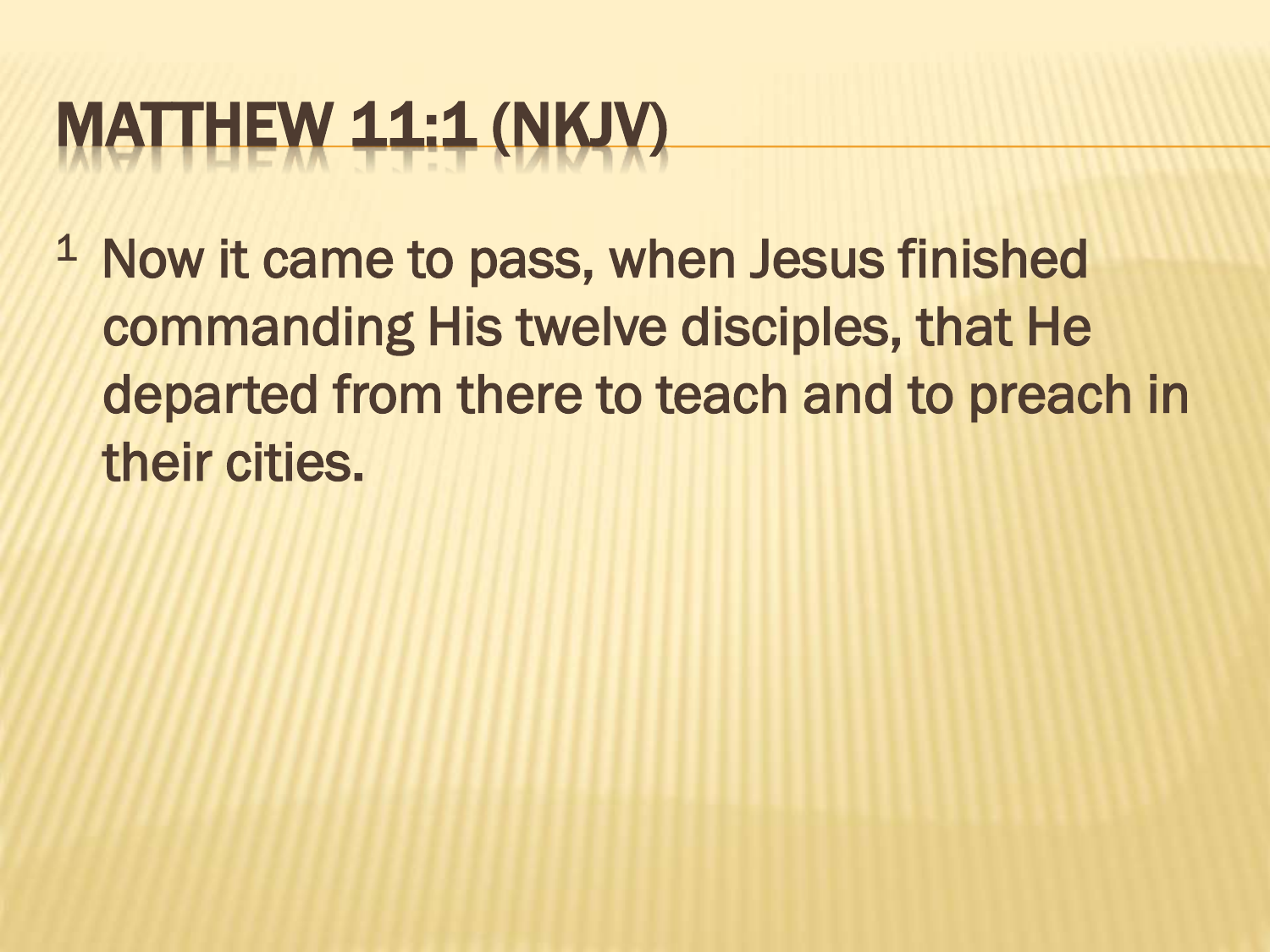# MATTHEW 11:1 (NKJV)

[1] Now it came to pass, when Jesus finished commanding His twelve disciples, that He departed from there to teach and to preach in their cities.